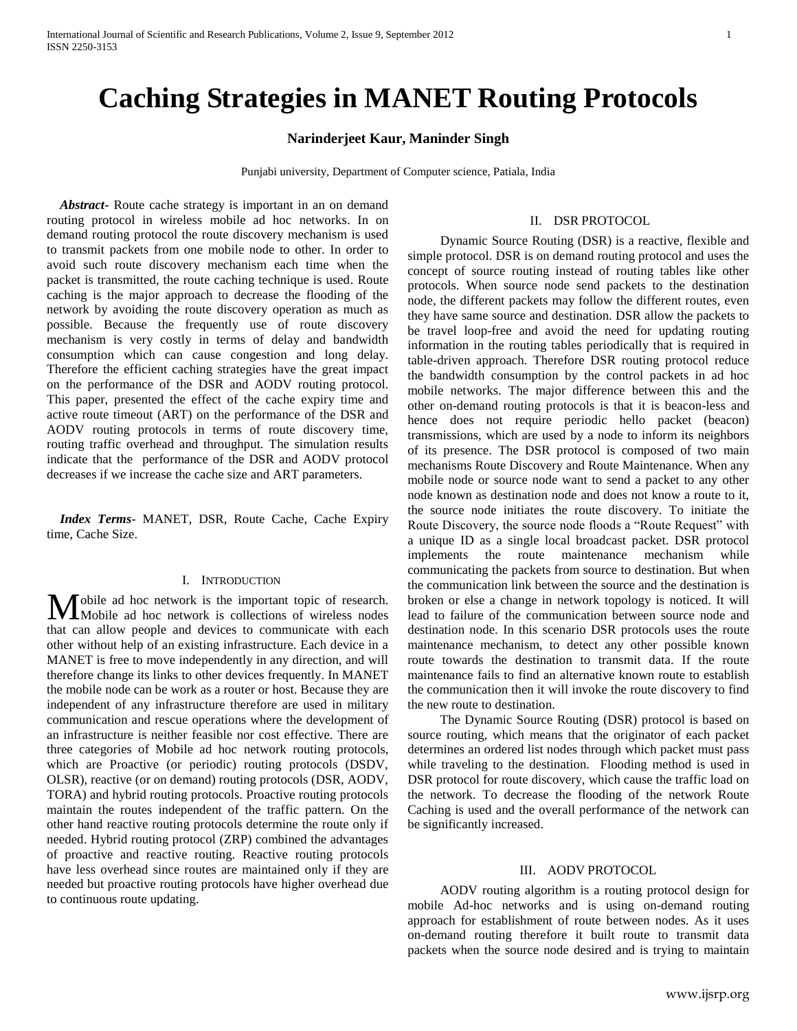# Caching Strategies in MANET Routing Protocols

**Narinderjeet Kaur, Maninder Singh**

Punjabi university, Department of Computer science, Patiala, India

***Abstract-*** Route cache strategy is important in an on demand routing protocol in wireless mobile ad hoc networks. In on demand routing protocol the route discovery mechanism is used to transmit packets from one mobile node to other. In order to avoid such route discovery mechanism each time when the packet is transmitted, the route caching technique is used. Route caching is the major approach to decrease the flooding of the network by avoiding the route discovery operation as much as possible. Because the frequently use of route discovery mechanism is very costly in terms of delay and bandwidth consumption which can cause congestion and long delay. Therefore the efficient caching strategies have the great impact on the performance of the DSR and AODV routing protocol. This paper, presented the effect of the cache expiry time and active route timeout (ART) on the performance of the DSR and AODV routing protocols in terms of route discovery time, routing traffic overhead and throughput. The simulation results indicate that the performance of the DSR and AODV protocol decreases if we increase the cache size and ART parameters.

***Index Terms*-** MANET, DSR, Route Cache, Cache Expiry time, Cache Size.

## I. Introduction

Mobile ad hoc network is the important topic of research. Mobile ad hoc network is collections of wireless nodes that can allow people and devices to communicate with each other without help of an existing infrastructure. Each device in a MANET is free to move independently in any direction, and will therefore change its links to other devices frequently. In MANET the mobile node can be work as a router or host. Because they are independent of any infrastructure therefore are used in military communication and rescue operations where the development of an infrastructure is neither feasible nor cost effective. There are three categories of Mobile ad hoc network routing protocols, which are Proactive (or periodic) routing protocols (DSDV, OLSR), reactive (or on demand) routing protocols (DSR, AODV, TORA) and hybrid routing protocols. Proactive routing protocols maintain the routes independent of the traffic pattern. On the other hand reactive routing protocols determine the route only if needed. Hybrid routing protocol (ZRP) combined the advantages of proactive and reactive routing. Reactive routing protocols have less overhead since routes are maintained only if they are needed but proactive routing protocols have higher overhead due to continuous route updating.

## II. DSR Protocol

Dynamic Source Routing (DSR) is a reactive, flexible and simple protocol. DSR is on demand routing protocol and uses the concept of source routing instead of routing tables like other protocols. When source node send packets to the destination node, the different packets may follow the different routes, even they have same source and destination. DSR allow the packets to be travel loop-free and avoid the need for updating routing information in the routing tables periodically that is required in table-driven approach. Therefore DSR routing protocol reduce the bandwidth consumption by the control packets in ad hoc mobile networks. The major difference between this and the other on-demand routing protocols is that it is beacon-less and hence does not require periodic hello packet (beacon) transmissions, which are used by a node to inform its neighbors of its presence. The DSR protocol is composed of two main mechanisms Route Discovery and Route Maintenance. When any mobile node or source node want to send a packet to any other node known as destination node and does not know a route to it, the source node initiates the route discovery. To initiate the Route Discovery, the source node floods a "Route Request" with a unique ID as a single local broadcast packet. DSR protocol implements the route maintenance mechanism while communicating the packets from source to destination. But when the communication link between the source and the destination is broken or else a change in network topology is noticed. It will lead to failure of the communication between source node and destination node. In this scenario DSR protocols uses the route maintenance mechanism, to detect any other possible known route towards the destination to transmit data. If the route maintenance fails to find an alternative known route to establish the communication then it will invoke the route discovery to find the new route to destination.

The Dynamic Source Routing (DSR) protocol is based on source routing, which means that the originator of each packet determines an ordered list nodes through which packet must pass while traveling to the destination. Flooding method is used in DSR protocol for route discovery, which cause the traffic load on the network. To decrease the flooding of the network Route Caching is used and the overall performance of the network can be significantly increased.

## III. AODV Protocol

AODV routing algorithm is a routing protocol design for mobile Ad-hoc networks and is using on-demand routing approach for establishment of route between nodes. As it uses on-demand routing therefore it built route to transmit data packets when the source node desired and is trying to maintain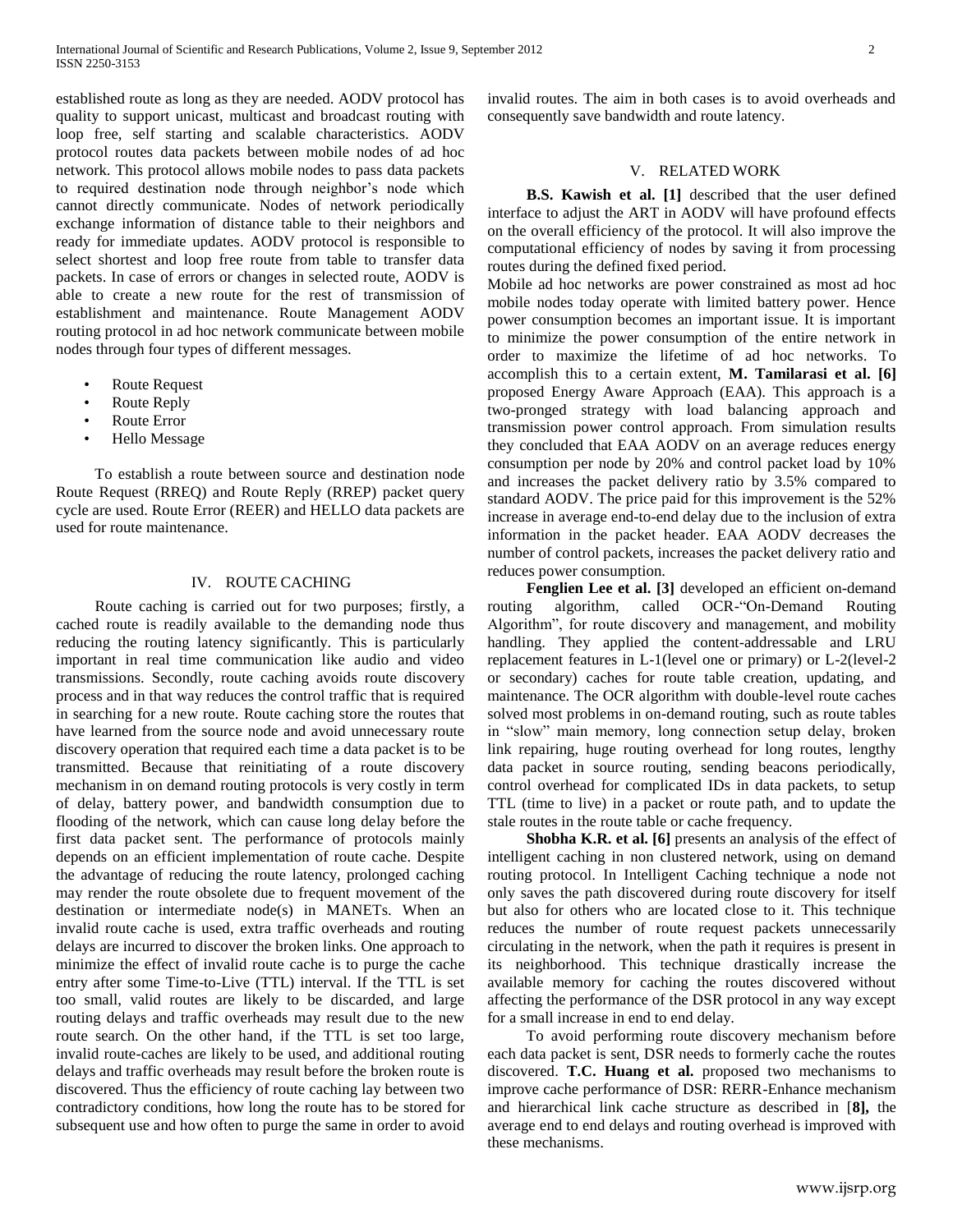established route as long as they are needed. AODV protocol has quality to support unicast, multicast and broadcast routing with loop free, self starting and scalable characteristics. AODV protocol routes data packets between mobile nodes of ad hoc network. This protocol allows mobile nodes to pass data packets to required destination node through neighbor's node which cannot directly communicate. Nodes of network periodically exchange information of distance table to their neighbors and ready for immediate updates. AODV protocol is responsible to select shortest and loop free route from table to transfer data packets. In case of errors or changes in selected route, AODV is able to create a new route for the rest of transmission of establishment and maintenance. Route Management AODV routing protocol in ad hoc network communicate between mobile nodes through four types of different messages.

- Route Request
- Route Reply
- Route Error
- Hello Message

To establish a route between source and destination node Route Request (RREQ) and Route Reply (RREP) packet query cycle are used. Route Error (REER) and HELLO data packets are used for route maintenance.

## IV. ROUTE CACHING

Route caching is carried out for two purposes; firstly, a cached route is readily available to the demanding node thus reducing the routing latency significantly. This is particularly important in real time communication like audio and video transmissions. Secondly, route caching avoids route discovery process and in that way reduces the control traffic that is required in searching for a new route. Route caching store the routes that have learned from the source node and avoid unnecessary route discovery operation that required each time a data packet is to be transmitted. Because that reinitiating of a route discovery mechanism in on demand routing protocols is very costly in term of delay, battery power, and bandwidth consumption due to flooding of the network, which can cause long delay before the first data packet sent. The performance of protocols mainly depends on an efficient implementation of route cache. Despite the advantage of reducing the route latency, prolonged caching may render the route obsolete due to frequent movement of the destination or intermediate node(s) in MANETs. When an invalid route cache is used, extra traffic overheads and routing delays are incurred to discover the broken links. One approach to minimize the effect of invalid route cache is to purge the cache entry after some Time-to-Live (TTL) interval. If the TTL is set too small, valid routes are likely to be discarded, and large routing delays and traffic overheads may result due to the new route search. On the other hand, if the TTL is set too large, invalid route-caches are likely to be used, and additional routing delays and traffic overheads may result before the broken route is discovered. Thus the efficiency of route caching lay between two contradictory conditions, how long the route has to be stored for subsequent use and how often to purge the same in order to avoid invalid routes. The aim in both cases is to avoid overheads and consequently save bandwidth and route latency.

## V. RELATED WORK

**B.S. Kawish et al. [1]** described that the user defined interface to adjust the ART in AODV will have profound effects on the overall efficiency of the protocol. It will also improve the computational efficiency of nodes by saving it from processing routes during the defined fixed period.

Mobile ad hoc networks are power constrained as most ad hoc mobile nodes today operate with limited battery power. Hence power consumption becomes an important issue. It is important to minimize the power consumption of the entire network in order to maximize the lifetime of ad hoc networks. To accomplish this to a certain extent, **M. Tamilarasi et al. [6]** proposed Energy Aware Approach (EAA). This approach is a two-pronged strategy with load balancing approach and transmission power control approach. From simulation results they concluded that EAA AODV on an average reduces energy consumption per node by 20% and control packet load by 10% and increases the packet delivery ratio by 3.5% compared to standard AODV. The price paid for this improvement is the 52% increase in average end-to-end delay due to the inclusion of extra information in the packet header. EAA AODV decreases the number of control packets, increases the packet delivery ratio and reduces power consumption.

**Fenglien Lee et al. [3]** developed an efficient on-demand routing algorithm, called OCR-"On-Demand Routing Algorithm", for route discovery and management, and mobility handling. They applied the content-addressable and LRU replacement features in L-1(level one or primary) or L-2(level-2 or secondary) caches for route table creation, updating, and maintenance. The OCR algorithm with double-level route caches solved most problems in on-demand routing, such as route tables in "slow" main memory, long connection setup delay, broken link repairing, huge routing overhead for long routes, lengthy data packet in source routing, sending beacons periodically, control overhead for complicated IDs in data packets, to setup TTL (time to live) in a packet or route path, and to update the stale routes in the route table or cache frequency.

**Shobha K.R. et al. [6]** presents an analysis of the effect of intelligent caching in non clustered network, using on demand routing protocol. In Intelligent Caching technique a node not only saves the path discovered during route discovery for itself but also for others who are located close to it. This technique reduces the number of route request packets unnecessarily circulating in the network, when the path it requires is present in its neighborhood. This technique drastically increase the available memory for caching the routes discovered without affecting the performance of the DSR protocol in any way except for a small increase in end to end delay.

To avoid performing route discovery mechanism before each data packet is sent, DSR needs to formerly cache the routes discovered. **T.C. Huang et al.** proposed two mechanisms to improve cache performance of DSR: RERR-Enhance mechanism and hierarchical link cache structure as described in [**8],** the average end to end delays and routing overhead is improved with these mechanisms.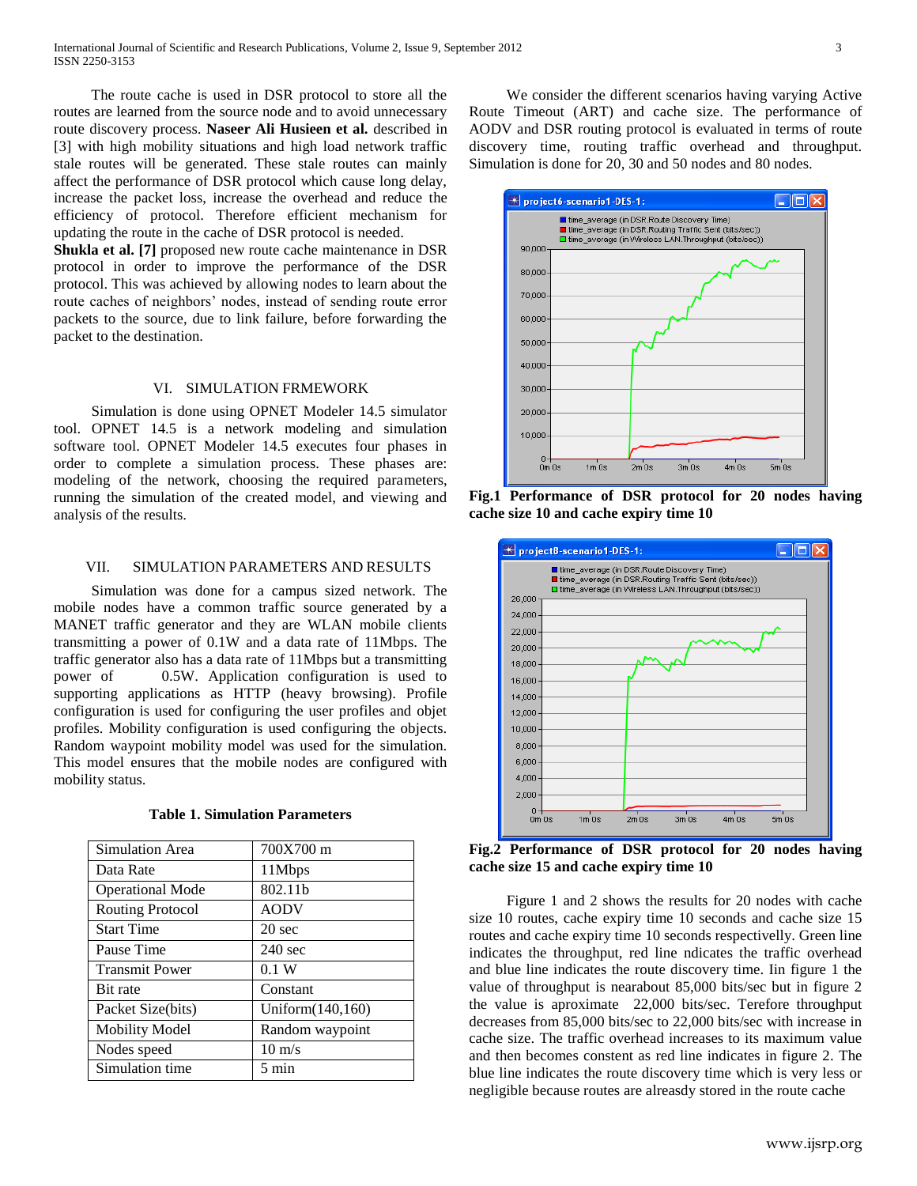The route cache is used in DSR protocol to store all the routes are learned from the source node and to avoid unnecessary route discovery process. **Naseer Ali Husieen et al.** described in [3] with high mobility situations and high load network traffic stale routes will be generated. These stale routes can mainly affect the performance of DSR protocol which cause long delay, increase the packet loss, increase the overhead and reduce the efficiency of protocol. Therefore efficient mechanism for updating the route in the cache of DSR protocol is needed.

**Shukla et al. [7]** proposed new route cache maintenance in DSR protocol in order to improve the performance of the DSR protocol. This was achieved by allowing nodes to learn about the route caches of neighbors' nodes, instead of sending route error packets to the source, due to link failure, before forwarding the packet to the destination.

## VI. SIMULATION FRMEWORK

Simulation is done using OPNET Modeler 14.5 simulator tool. OPNET 14.5 is a network modeling and simulation software tool. OPNET Modeler 14.5 executes four phases in order to complete a simulation process. These phases are: modeling of the network, choosing the required parameters, running the simulation of the created model, and viewing and analysis of the results.

## VII. SIMULATION PARAMETERS AND RESULTS

Simulation was done for a campus sized network. The mobile nodes have a common traffic source generated by a MANET traffic generator and they are WLAN mobile clients transmitting a power of 0.1W and a data rate of 11Mbps. The traffic generator also has a data rate of 11Mbps but a transmitting power of 0.5W. Application configuration is used to supporting applications as HTTP (heavy browsing). Profile configuration is used for configuring the user profiles and objet profiles. Mobility configuration is used configuring the objects. Random waypoint mobility model was used for the simulation. This model ensures that the mobile nodes are configured with mobility status.

**Table 1. Simulation Parameters**

| Parameter | Value |
|---|---|
| Simulation Area | 700X700 m |
| Data Rate | 11Mbps |
| Operational Mode | 802.11b |
| Routing Protocol | AODV |
| Start Time | 20 sec |
| Pause Time | 240 sec |
| Transmit Power | 0.1 W |
| Bit rate | Constant |
| Packet Size(bits) | Uniform(140,160) |
| Mobility Model | Random waypoint |
| Nodes speed | 10 m/s |
| Simulation time | 5 min |

We consider the different scenarios having varying Active Route Timeout (ART) and cache size. The performance of AODV and DSR routing protocol is evaluated in terms of route discovery time, routing traffic overhead and throughput. Simulation is done for 20, 30 and 50 nodes and 80 nodes.

**Fig.1 Performance of DSR protocol for 20 nodes having cache size 10 and cache expiry time 10**

**Fig.2 Performance of DSR protocol for 20 nodes having cache size 15 and cache expiry time 10**

Figure 1 and 2 shows the results for 20 nodes with cache size 10 routes, cache expiry time 10 seconds and cache size 15 routes and cache expiry time 10 seconds respectively. Green line indicates the throughput, red line ndicates the traffic overhead and blue line indicates the route discovery time. Iin figure 1 the value of throughput is nearabout 85,000 bits/sec but in figure 2 the value is aproximate 22,000 bits/sec. Terefore throughput decreases from 85,000 bits/sec to 22,000 bits/sec with increase in cache size. The traffic overhead increases to its maximum value and then becomes constent as red line indicates in figure 2. The blue line indicates the route discovery time which is very less or negligible because routes are alreasdy stored in the route cache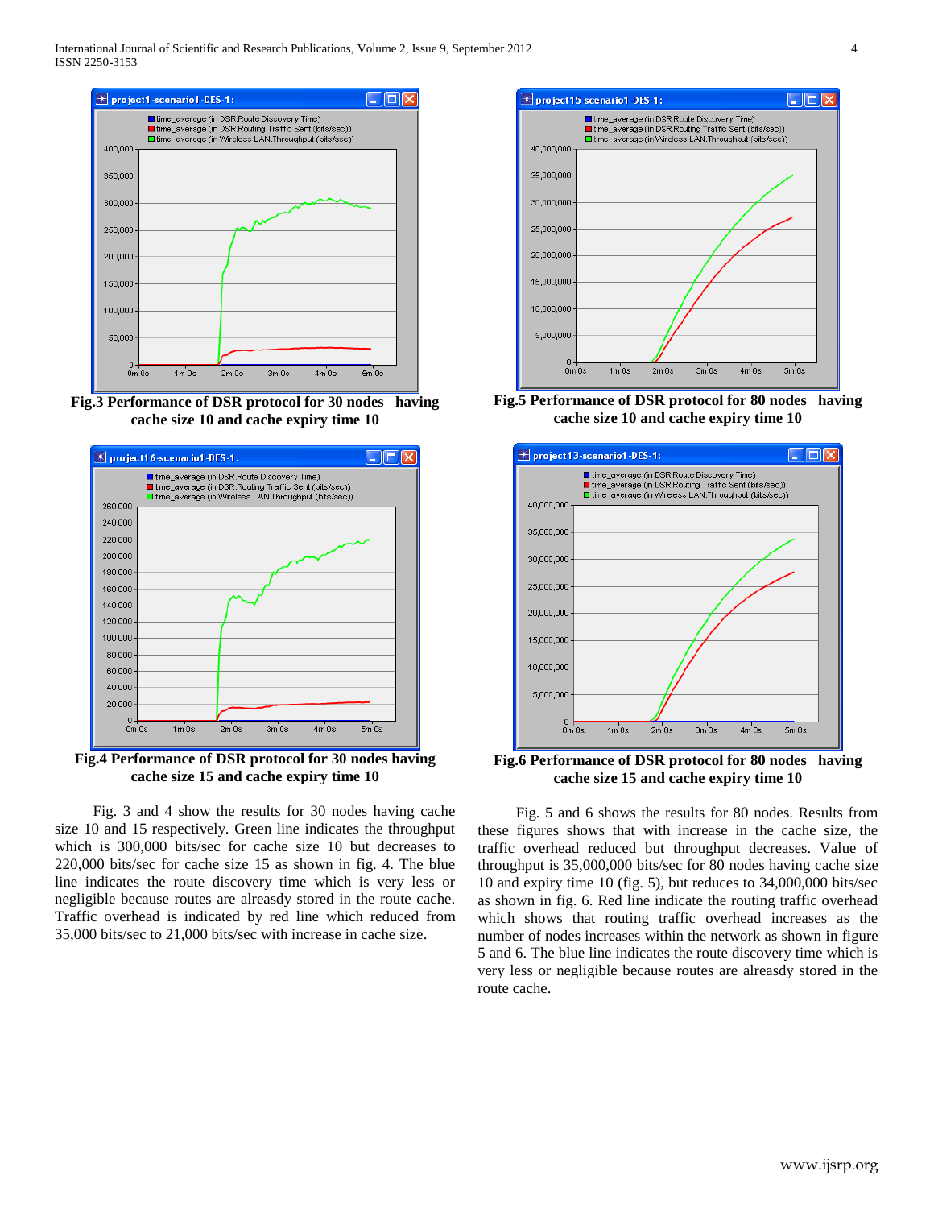Fig.3 Performance of DSR protocol for 30 nodes having cache size 10 and cache expiry time 10

Fig.4 Performance of DSR protocol for 30 nodes having cache size 15 and cache expiry time 10

Fig. 3 and 4 show the results for 30 nodes having cache size 10 and 15 respectively. Green line indicates the throughput which is 300,000 bits/sec for cache size 10 but decreases to 220,000 bits/sec for cache size 15 as shown in fig. 4. The blue line indicates the route discovery time which is very less or negligible because routes are alreasdy stored in the route cache. Traffic overhead is indicated by red line which reduced from 35,000 bits/sec to 21,000 bits/sec with increase in cache size.

Fig.5 Performance of DSR protocol for 80 nodes having cache size 10 and cache expiry time 10

Fig.6 Performance of DSR protocol for 80 nodes having cache size 15 and cache expiry time 10

Fig. 5 and 6 shows the results for 80 nodes. Results from these figures shows that with increase in the cache size, the traffic overhead reduced but throughput decreases. Value of throughput is 35,000,000 bits/sec for 80 nodes having cache size 10 and expiry time 10 (fig. 5), but reduces to 34,000,000 bits/sec as shown in fig. 6. Red line indicate the routing traffic overhead which shows that routing traffic overhead increases as the number of nodes increases within the network as shown in figure 5 and 6. The blue line indicates the route discovery time which is very less or negligible because routes are already stored in the route cache.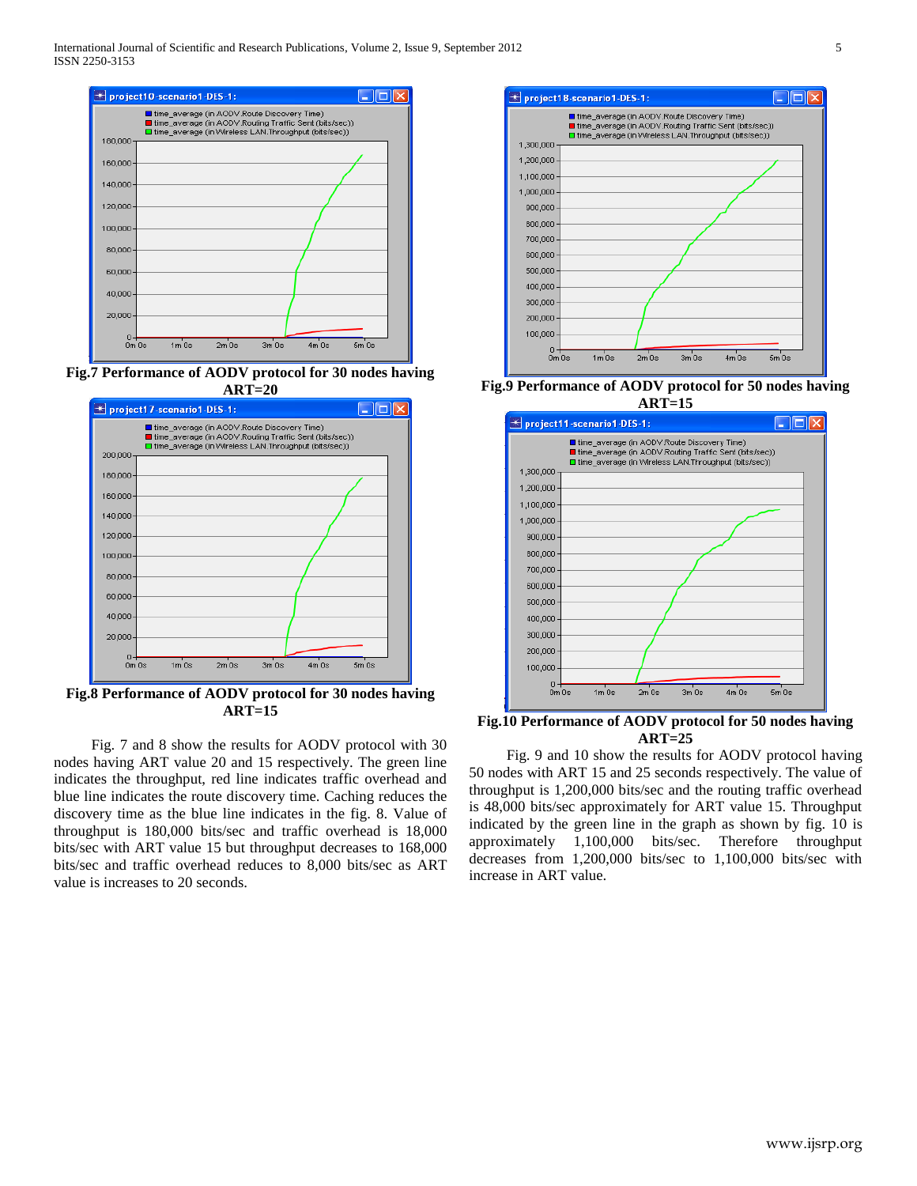**Fig.7 Performance of AODV protocol for 30 nodes having ART=20**

**Fig.8 Performance of AODV protocol for 30 nodes having ART=15**

Fig. 7 and 8 show the results for AODV protocol with 30 nodes having ART value 20 and 15 respectively. The green line indicates the throughput, red line indicates traffic overhead and blue line indicates the route discovery time. Caching reduces the discovery time as the blue line indicates in the fig. 8. Value of throughput is 180,000 bits/sec and traffic overhead is 18,000 bits/sec with ART value 15 but throughput decreases to 168,000 bits/sec and traffic overhead reduces to 8,000 bits/sec as ART value is increases to 20 seconds.

**Fig.9 Performance of AODV protocol for 50 nodes having ART=15**

**Fig.10 Performance of AODV protocol for 50 nodes having ART=25**

Fig. 9 and 10 show the results for AODV protocol having 50 nodes with ART 15 and 25 seconds respectively. The value of throughput is 1,200,000 bits/sec and the routing traffic overhead is 48,000 bits/sec approximately for ART value 15. Throughput indicated by the green line in the graph as shown by fig. 10 is approximately 1,100,000 bits/sec. Therefore throughput decreases from 1,200,000 bits/sec to 1,100,000 bits/sec with increase in ART value.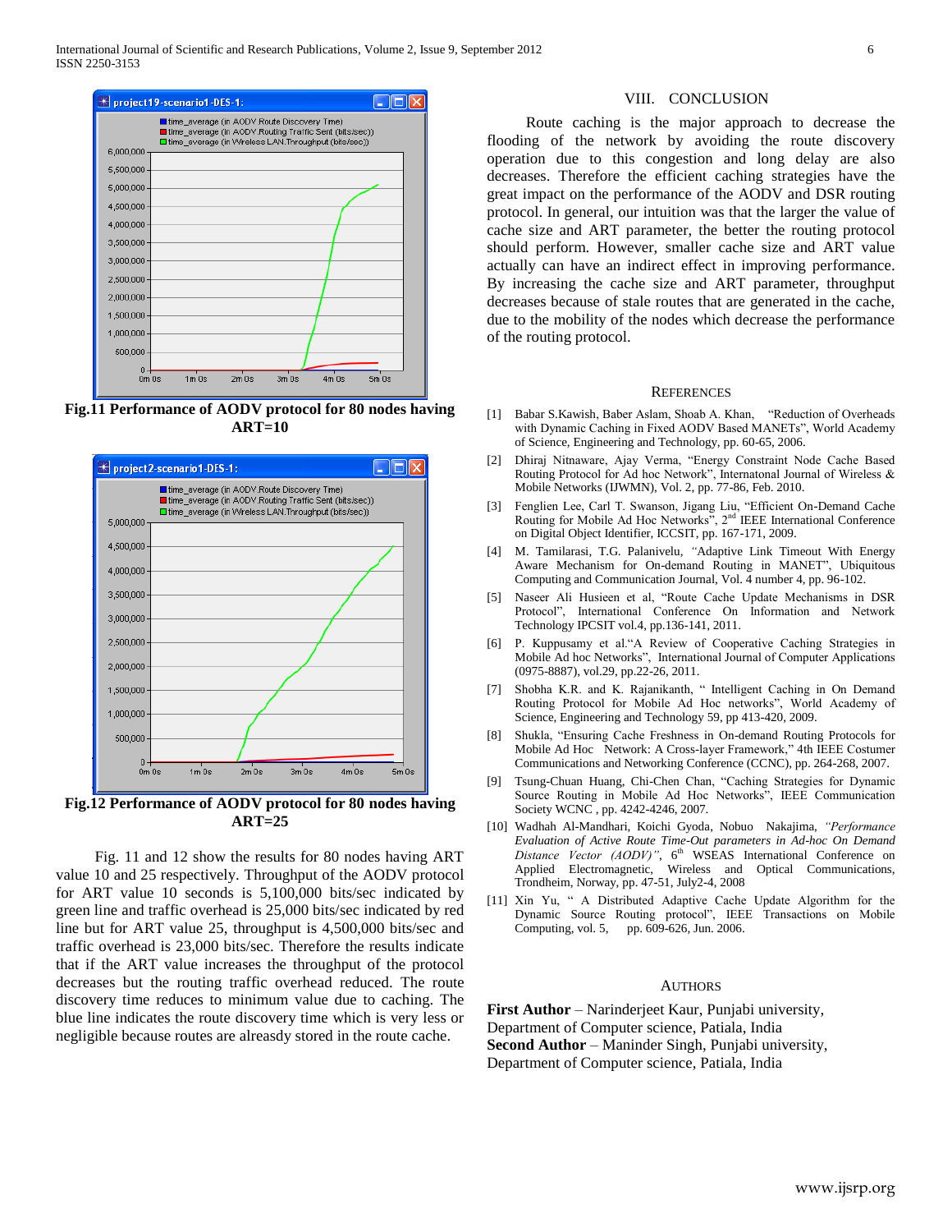project19-scenario1-DES-1:

time_average (in AODV.Route Discovery Time)
time_average (in AODV.Routing Traffic Sent (bits/sec))
time_average (in Wireless LAN.Throughput (bits/sec))

6,000,000
5,500,000
5,000,000
4,500,000
4,000,000
3,500,000
3,000,000
2,500,000
2,000,000
1,500,000
1,000,000
500,000
0

0m 0s 1m 0s 2m 0s 3m 0s 4m 0s 5m 0s

**Fig.11 Performance of AODV protocol for 80 nodes having ART=10**

project2-scenario1-DES-1:

time_average (in AODV.Route Discovery Time)
time_average (in AODV.Routing Traffic Sent (bits/sec))
time_average (in Wireless LAN.Throughput (bits/sec))

5,000,000
4,500,000
4,000,000
3,500,000
3,000,000
2,500,000
2,000,000
1,500,000
1,000,000
500,000
0

0m 0s 1m 0s 2m 0s 3m 0s 4m 0s 5m 0s

**Fig.12 Performance of AODV protocol for 80 nodes having ART=25**

Fig. 11 and 12 show the results for 80 nodes having ART value 10 and 25 respectively. Throughput of the AODV protocol for ART value 10 seconds is 5,100,000 bits/sec indicated by green line and traffic overhead is 25,000 bits/sec indicated by red line but for ART value 25, throughput is 4,500,000 bits/sec and traffic overhead is 23,000 bits/sec. Therefore the results indicate that if the ART value increases the throughput of the protocol decreases but the routing traffic overhead reduced. The route discovery time reduces to minimum value due to caching. The blue line indicates the route discovery time which is very less or negligible because routes are alreasdy stored in the route cache.

## VIII. Conclusion

Route caching is the major approach to decrease the flooding of the network by avoiding the route discovery operation due to this congestion and long delay are also decreases. Therefore the efficient caching strategies have the great impact on the performance of the AODV and DSR routing protocol. In general, our intuition was that the larger the value of cache size and ART parameter, the better the routing protocol should perform. However, smaller cache size and ART value actually can have an indirect effect in improving performance. By increasing the cache size and ART parameter, throughput decreases because of stale routes that are generated in the cache, due to the mobility of the nodes which decrease the performance of the routing protocol.

## References

[1] Babar S.Kawish, Baber Aslam, Shoab A. Khan, "Reduction of Overheads with Dynamic Caching in Fixed AODV Based MANETs", World Academy of Science, Engineering and Technology, pp. 60-65, 2006.

[2] Dhiraj Nitnaware, Ajay Verma, "Energy Constraint Node Cache Based Routing Protocol for Ad hoc Network", Internatonal Journal of Wireless & Mobile Networks (IJWMN), Vol. 2, pp. 77-86, Feb. 2010.

[3] Fenglien Lee, Carl T. Swanson, Jigang Liu, "Efficient On-Demand Cache Routing for Mobile Ad Hoc Networks", 2nd IEEE International Conference on Digital Object Identifier, ICCSIT, pp. 167-171, 2009.

[4] M. Tamilarasi, T.G. Palanivelu, "Adaptive Link Timeout With Energy Aware Mechanism for On-demand Routing in MANET", Ubiquitous Computing and Communication Journal, Vol. 4 number 4, pp. 96-102.

[5] Naseer Ali Husieen et al, "Route Cache Update Mechanisms in DSR Protocol", International Conference On Information and Network Technology IPCSIT vol.4, pp.136-141, 2011.

[6] P. Kuppusamy et al."A Review of Cooperative Caching Strategies in Mobile Ad hoc Networks", International Journal of Computer Applications (0975-8887), vol.29, pp.22-26, 2011.

[7] Shobha K.R. and K. Rajanikanth, " Intelligent Caching in On Demand Routing Protocol for Mobile Ad Hoc networks", World Academy of Science, Engineering and Technology 59, pp 413-420, 2009.

[8] Shukla, "Ensuring Cache Freshness in On-demand Routing Protocols for Mobile Ad Hoc Network: A Cross-layer Framework," 4th IEEE Costumer Communications and Networking Conference (CCNC), pp. 264-268, 2007.

[9] Tsung-Chuan Huang, Chi-Chen Chan, "Caching Strategies for Dynamic Source Routing in Mobile Ad Hoc Networks", IEEE Communication Society WCNC , pp. 4242-4246, 2007.

[10] Wadhah Al-Mandhari, Koichi Gyoda, Nobuo Nakajima, *"Performance Evaluation of Active Route Time-Out parameters in Ad-hoc On Demand Distance Vector (AODV)"*, 6th WSEAS International Conference on Applied Electromagnetic, Wireless and Optical Communications, Trondheim, Norway, pp. 47-51, July2-4, 2008

[11] Xin Yu, " A Distributed Adaptive Cache Update Algorithm for the Dynamic Source Routing protocol", IEEE Transactions on Mobile Computing, vol. 5, pp. 609-626, Jun. 2006.

## Authors

**First Author** – Narinderjeet Kaur, Punjabi university, Department of Computer science, Patiala, India

**Second Author** – Maninder Singh, Punjabi university, Department of Computer science, Patiala, India